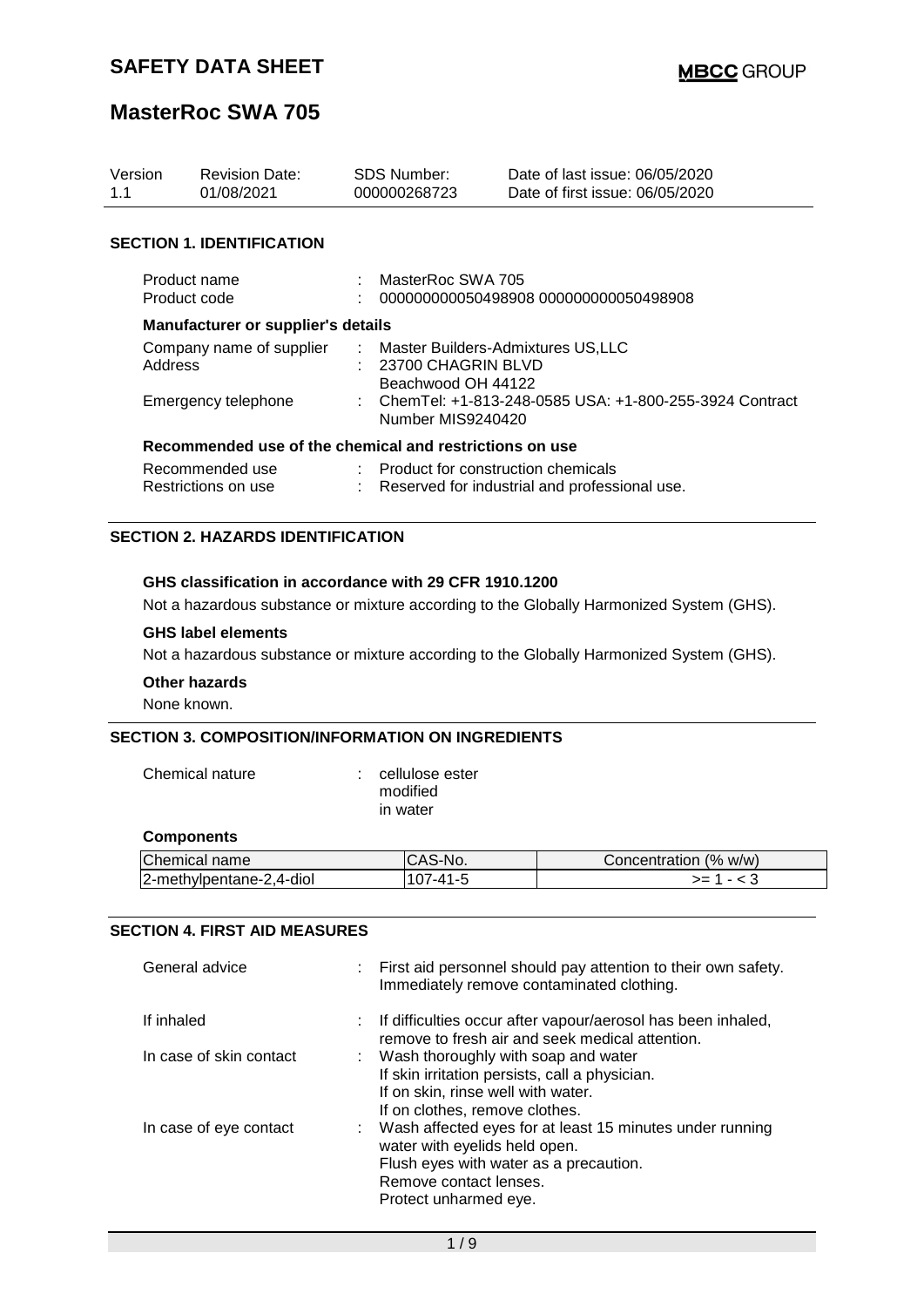# SAFETY DATA SHEET

# MasterRoc SWA 705

| Version | Revision Date: | SDS Number: | Date of last issue: 06/05/2020 |
|---|---|---|---|
| 1.1 | 01/08/2021 | 000000268723 | Date of first issue: 06/05/2020 |

## SECTION 1. IDENTIFICATION

Product name : MasterRoc SWA 705

Product code : 000000000050498908 000000000050498908

### Manufacturer or supplier's details

Company name of supplier : Master Builders-Admixtures US,LLC

Address : 23700 CHAGRIN BLVD
Beachwood OH 44122

Emergency telephone : ChemTel: +1-813-248-0585 USA: +1-800-255-3924 Contract Number MIS9240420

### Recommended use of the chemical and restrictions on use

Recommended use : Product for construction chemicals

Restrictions on use : Reserved for industrial and professional use.

## SECTION 2. HAZARDS IDENTIFICATION

**GHS classification in accordance with 29 CFR 1910.1200**

Not a hazardous substance or mixture according to the Globally Harmonized System (GHS).

**GHS label elements**

Not a hazardous substance or mixture according to the Globally Harmonized System (GHS).

**Other hazards**

None known.

## SECTION 3. COMPOSITION/INFORMATION ON INGREDIENTS

Chemical nature : cellulose ester
modified
in water

**Components**

| Chemical name | CAS-No. | Concentration (% w/w) |
|---|---|---|
| 2-methylpentane-2,4-diol | 107-41-5 | >= 1 - < 3 |

## SECTION 4. FIRST AID MEASURES

General advice : First aid personnel should pay attention to their own safety.
Immediately remove contaminated clothing.

If inhaled : If difficulties occur after vapour/aerosol has been inhaled, remove to fresh air and seek medical attention.

In case of skin contact : Wash thoroughly with soap and water
If skin irritation persists, call a physician.
If on skin, rinse well with water.
If on clothes, remove clothes.

In case of eye contact : Wash affected eyes for at least 15 minutes under running water with eyelids held open.
Flush eyes with water as a precaution.
Remove contact lenses.
Protect unharmed eye.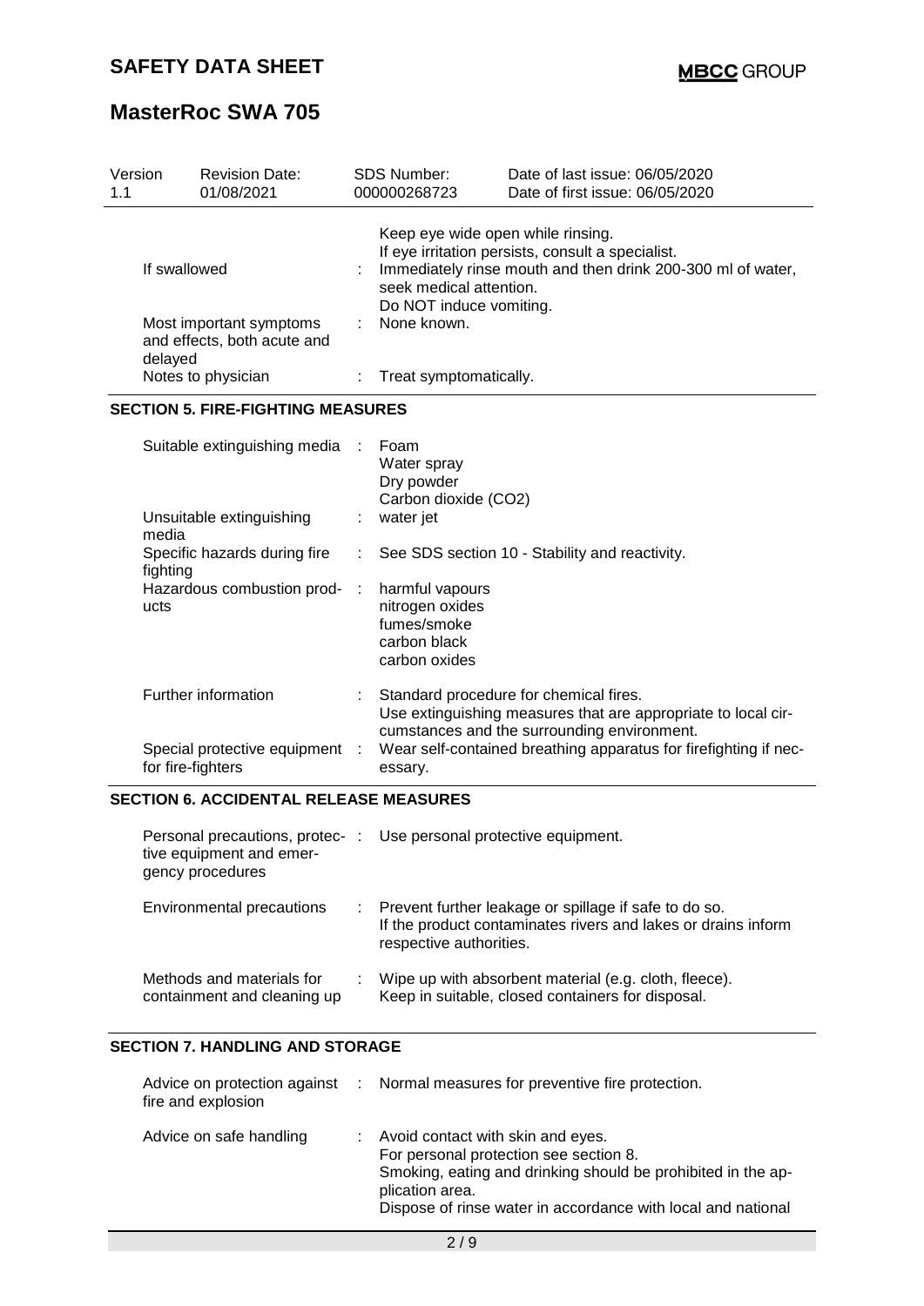| Version | Revision Date: | SDS Number: | Date of last issue: 06/05/2020 |
|---|---|---|---|
| 1.1 | 01/08/2021 | 000000268723 | Date of first issue: 06/05/2020 |

| | | |
|---|---|---|
| | | Keep eye wide open while rinsing.<br>If eye irritation persists, consult a specialist. |
| If swallowed | : | Immediately rinse mouth and then drink 200-300 ml of water, seek medical attention.<br>Do NOT induce vomiting. |
| Most important symptoms and effects, both acute and delayed | : | None known. |
| Notes to physician | : | Treat symptomatically. |

## SECTION 5. FIRE-FIGHTING MEASURES

| | | |
|---|---|---|
| Suitable extinguishing media | : | Foam<br>Water spray<br>Dry powder<br>Carbon dioxide (CO2) |
| Unsuitable extinguishing media | : | water jet |
| Specific hazards during fire fighting | : | See SDS section 10 - Stability and reactivity. |
| Hazardous combustion products | : | harmful vapours<br>nitrogen oxides<br>fumes/smoke<br>carbon black<br>carbon oxides |
| Further information | : | Standard procedure for chemical fires.<br>Use extinguishing measures that are appropriate to local circumstances and the surrounding environment. |
| Special protective equipment for fire-fighters | : | Wear self-contained breathing apparatus for firefighting if necessary. |

## SECTION 6. ACCIDENTAL RELEASE MEASURES

| | | |
|---|---|---|
| Personal precautions, protective equipment and emergency procedures | : | Use personal protective equipment. |
| Environmental precautions | : | Prevent further leakage or spillage if safe to do so.<br>If the product contaminates rivers and lakes or drains inform respective authorities. |
| Methods and materials for containment and cleaning up | : | Wipe up with absorbent material (e.g. cloth, fleece).<br>Keep in suitable, closed containers for disposal. |

## SECTION 7. HANDLING AND STORAGE

| | | |
|---|---|---|
| Advice on protection against fire and explosion | : | Normal measures for preventive fire protection. |
| Advice on safe handling | : | Avoid contact with skin and eyes.<br>For personal protection see section 8.<br>Smoking, eating and drinking should be prohibited in the application area.<br>Dispose of rinse water in accordance with local and national |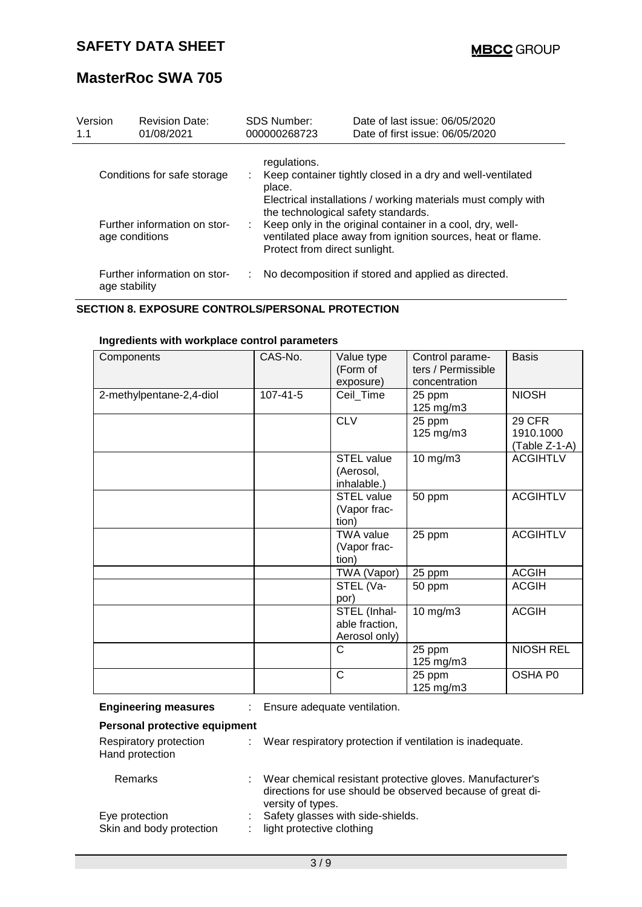| Version | Revision Date: | SDS Number: | Date of last issue: 06/05/2020 |
|---|---|---|---|
| 1.1 | 01/08/2021 | 000000268723 | Date of first issue: 06/05/2020 |

regulations.

Conditions for safe storage : Keep container tightly closed in a dry and well-ventilated place.
Electrical installations / working materials must comply with the technological safety standards.

Further information on storage conditions : Keep only in the original container in a cool, dry, well-ventilated place away from ignition sources, heat or flame. Protect from direct sunlight.

Further information on storage stability : No decomposition if stored and applied as directed.

## SECTION 8. EXPOSURE CONTROLS/PERSONAL PROTECTION

### Ingredients with workplace control parameters

| Components | CAS-No. | Value type (Form of exposure) | Control parameters / Permissible concentration | Basis |
|---|---|---|---|---|
| 2-methylpentane-2,4-diol | 107-41-5 | Ceil_Time | 25 ppm<br>125 mg/m3 | NIOSH |
| | | CLV | 25 ppm<br>125 mg/m3 | 29 CFR 1910.1000 (Table Z-1-A) |
| | | STEL value (Aerosol, inhalable.) | 10 mg/m3 | ACGIHTLV |
| | | STEL value (Vapor fraction) | 50 ppm | ACGIHTLV |
| | | TWA value (Vapor fraction) | 25 ppm | ACGIHTLV |
| | | TWA (Vapor) | 25 ppm | ACGIH |
| | | STEL (Vapor) | 50 ppm | ACGIH |
| | | STEL (Inhalable fraction, Aerosol only) | 10 mg/m3 | ACGIH |
| | | C | 25 ppm<br>125 mg/m3 | NIOSH REL |
| | | C | 25 ppm<br>125 mg/m3 | OSHA P0 |

**Engineering measures** : Ensure adequate ventilation.

### Personal protective equipment

Respiratory protection : Wear respiratory protection if ventilation is inadequate.

Hand protection

Remarks : Wear chemical resistant protective gloves. Manufacturer's directions for use should be observed because of great diversity of types.

Eye protection : Safety glasses with side-shields.

Skin and body protection : light protective clothing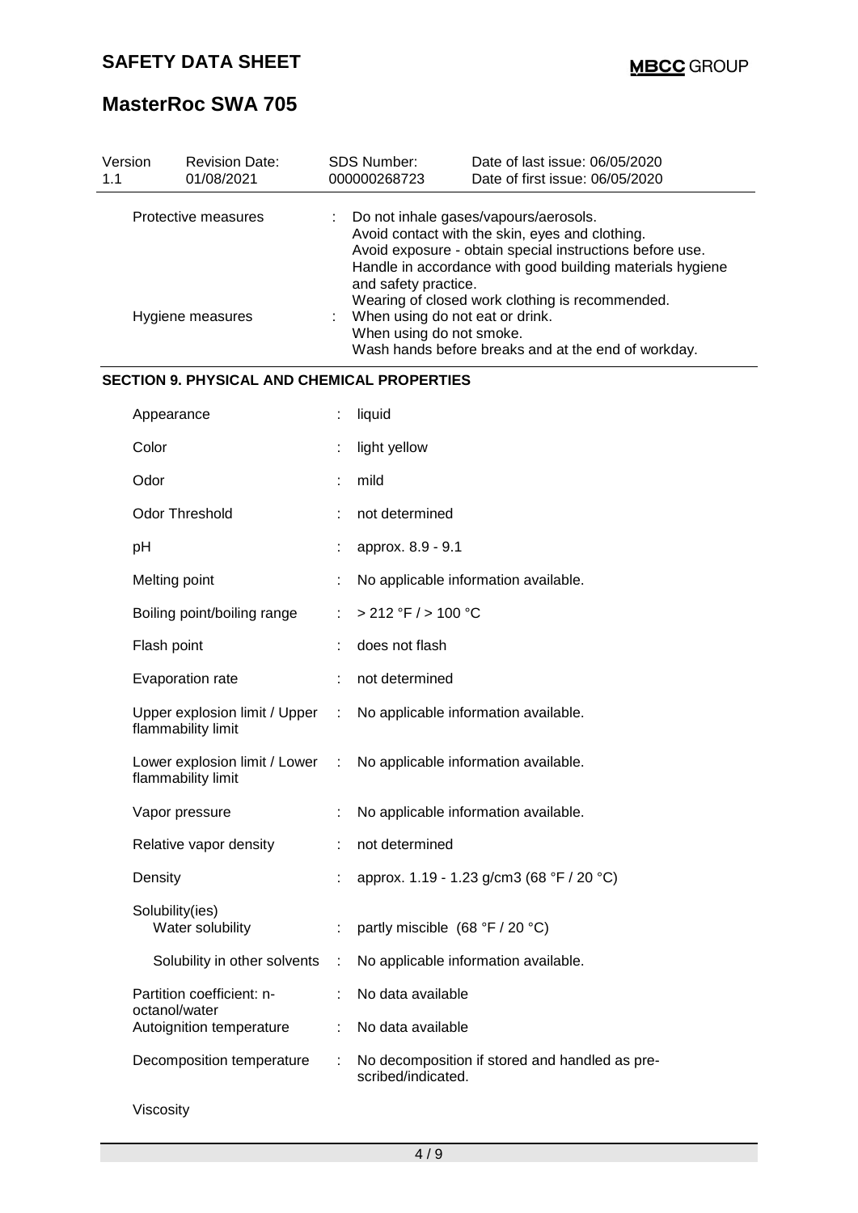| Version | Revision Date: | SDS Number: | Date of last issue: 06/05/2020 |
|---|---|---|---|
| 1.1 | 01/08/2021 | 000000268723 | Date of first issue: 06/05/2020 |

| | | |
|---|---|---|
| Protective measures | : | Do not inhale gases/vapours/aerosols.<br>Avoid contact with the skin, eyes and clothing.<br>Avoid exposure - obtain special instructions before use.<br>Handle in accordance with good building materials hygiene and safety practice.<br>Wearing of closed work clothing is recommended. |
| Hygiene measures | : | When using do not eat or drink.<br>When using do not smoke.<br>Wash hands before breaks and at the end of workday. |

## SECTION 9. PHYSICAL AND CHEMICAL PROPERTIES

| | | |
|---|---|---|
| Appearance | : | liquid |
| Color | : | light yellow |
| Odor | : | mild |
| Odor Threshold | : | not determined |
| pH | : | approx. 8.9 - 9.1 |
| Melting point | : | No applicable information available. |
| Boiling point/boiling range | : | > 212 °F / > 100 °C |
| Flash point | : | does not flash |
| Evaporation rate | : | not determined |
| Upper explosion limit / Upper flammability limit | : | No applicable information available. |
| Lower explosion limit / Lower flammability limit | : | No applicable information available. |
| Vapor pressure | : | No applicable information available. |
| Relative vapor density | : | not determined |
| Density | : | approx. 1.19 - 1.23 g/cm3 (68 °F / 20 °C) |
| Solubility(ies)<br>Water solubility | : | partly miscible (68 °F / 20 °C) |
| Solubility in other solvents | : | No applicable information available. |
| Partition coefficient: n-octanol/water | : | No data available |
| Autoignition temperature | : | No data available |
| Decomposition temperature | : | No decomposition if stored and handled as prescribed/indicated. |

Viscosity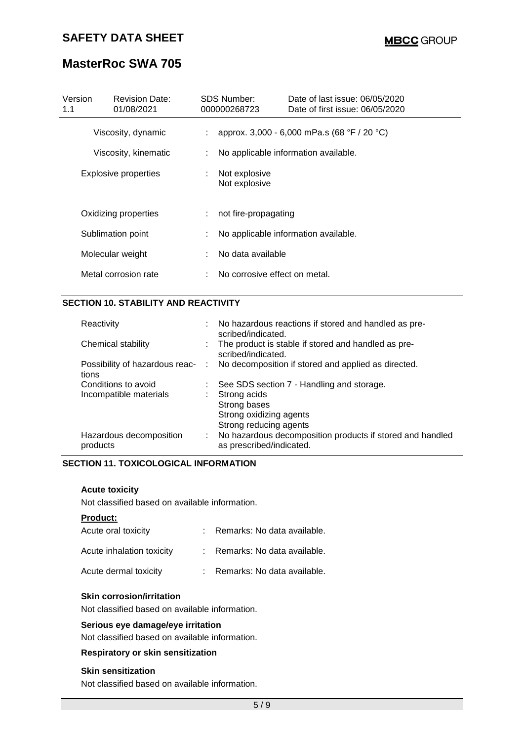| | | |
|---|---|---|
| Viscosity, dynamic | : | approx. 3,000 - 6,000 mPa.s (68 °F / 20 °C) |
| Viscosity, kinematic | : | No applicable information available. |
| Explosive properties | : | Not explosive<br>Not explosive |
| Oxidizing properties | : | not fire-propagating |
| Sublimation point | : | No applicable information available. |
| Molecular weight | : | No data available |
| Metal corrosion rate | : | No corrosive effect on metal. |

## SECTION 10. STABILITY AND REACTIVITY

| | | |
|---|---|---|
| Reactivity | : | No hazardous reactions if stored and handled as prescribed/indicated. |
| Chemical stability | : | The product is stable if stored and handled as prescribed/indicated. |
| Possibility of hazardous reactions | : | No decomposition if stored and applied as directed. |
| Conditions to avoid | : | See SDS section 7 - Handling and storage. |
| Incompatible materials | : | Strong acids<br>Strong bases<br>Strong oxidizing agents<br>Strong reducing agents |
| Hazardous decomposition products | : | No hazardous decomposition products if stored and handled as prescribed/indicated. |

## SECTION 11. TOXICOLOGICAL INFORMATION

**Acute toxicity**

Not classified based on available information.

**Product:**

| | | |
|---|---|---|
| Acute oral toxicity | : | Remarks: No data available. |
| Acute inhalation toxicity | : | Remarks: No data available. |
| Acute dermal toxicity | : | Remarks: No data available. |

**Skin corrosion/irritation**

Not classified based on available information.

**Serious eye damage/eye irritation**

Not classified based on available information.

**Respiratory or skin sensitization**

**Skin sensitization**

Not classified based on available information.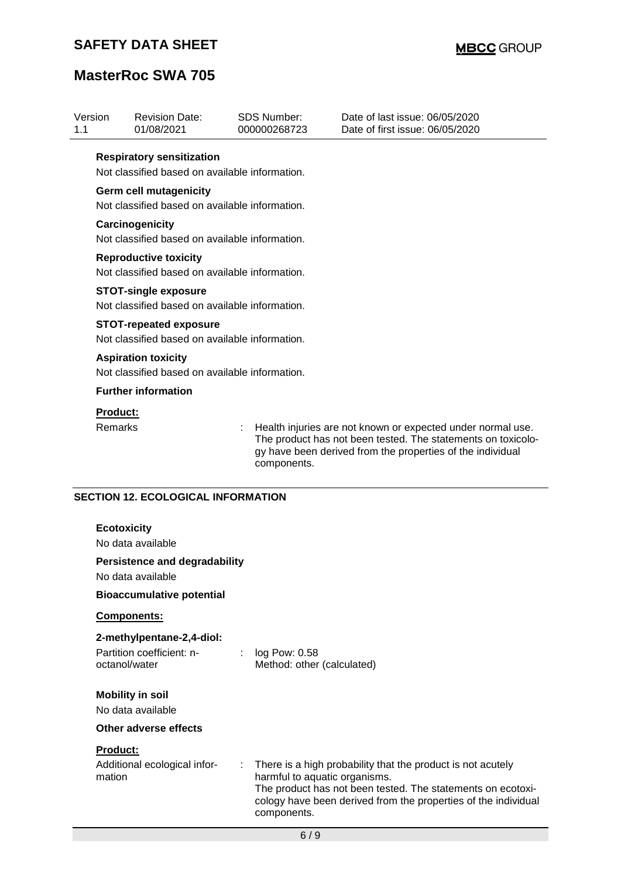| Version | Revision Date: | SDS Number: | Date of last issue: 06/05/2020 |
|---|---|---|---|
| 1.1 | 01/08/2021 | 000000268723 | Date of first issue: 06/05/2020 |

**Respiratory sensitization**

Not classified based on available information.

**Germ cell mutagenicity**

Not classified based on available information.

**Carcinogenicity**

Not classified based on available information.

**Reproductive toxicity**

Not classified based on available information.

**STOT-single exposure**

Not classified based on available information.

**STOT-repeated exposure**

Not classified based on available information.

**Aspiration toxicity**

Not classified based on available information.

**Further information**

**Product:**

Remarks : Health injuries are not known or expected under normal use. The product has not been tested. The statements on toxicology have been derived from the properties of the individual components.

## SECTION 12. ECOLOGICAL INFORMATION

**Ecotoxicity**

No data available

**Persistence and degradability**

No data available

**Bioaccumulative potential**

**Components:**

**2-methylpentane-2,4-diol:**

Partition coefficient: n-octanol/water : log Pow: 0.58
Method: other (calculated)

**Mobility in soil**

No data available

**Other adverse effects**

**Product:**

Additional ecological information : There is a high probability that the product is not acutely harmful to aquatic organisms.
The product has not been tested. The statements on ecotoxicology have been derived from the properties of the individual components.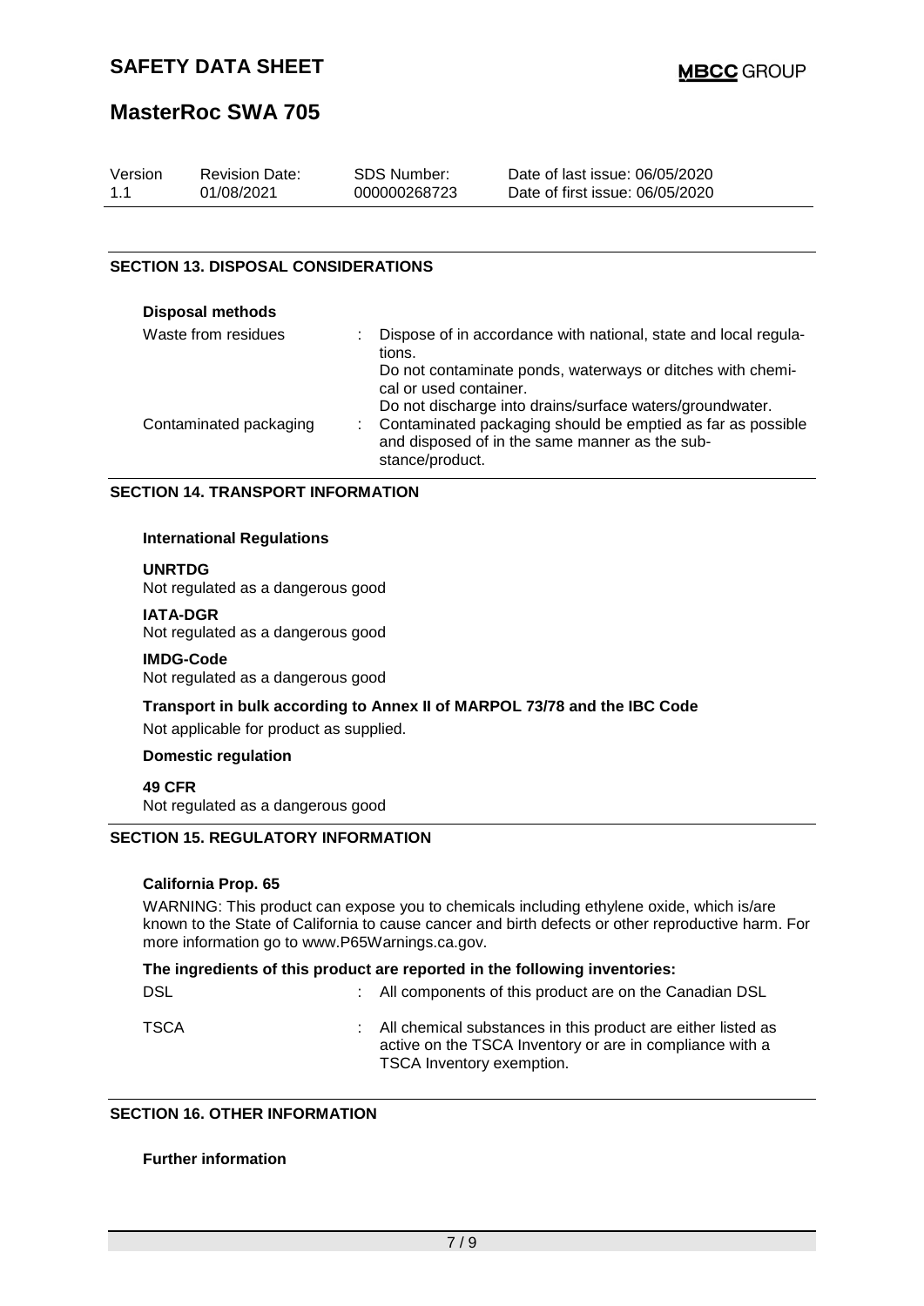## SECTION 13. DISPOSAL CONSIDERATIONS

**Disposal methods**

| | |
|---|---|
| Waste from residues | : Dispose of in accordance with national, state and local regulations.<br>Do not contaminate ponds, waterways or ditches with chemical or used container.<br>Do not discharge into drains/surface waters/groundwater. |
| Contaminated packaging | : Contaminated packaging should be emptied as far as possible and disposed of in the same manner as the substance/product. |

## SECTION 14. TRANSPORT INFORMATION

**International Regulations**

**UNRTDG**
Not regulated as a dangerous good

**IATA-DGR**
Not regulated as a dangerous good

**IMDG-Code**
Not regulated as a dangerous good

**Transport in bulk according to Annex II of MARPOL 73/78 and the IBC Code**
Not applicable for product as supplied.

**Domestic regulation**

**49 CFR**
Not regulated as a dangerous good

## SECTION 15. REGULATORY INFORMATION

**California Prop. 65**

WARNING: This product can expose you to chemicals including ethylene oxide, which is/are known to the State of California to cause cancer and birth defects or other reproductive harm. For more information go to www.P65Warnings.ca.gov.

**The ingredients of this product are reported in the following inventories:**

| | |
|---|---|
| DSL | : All components of this product are on the Canadian DSL |
| TSCA | : All chemical substances in this product are either listed as active on the TSCA Inventory or are in compliance with a TSCA Inventory exemption. |

## SECTION 16. OTHER INFORMATION

**Further information**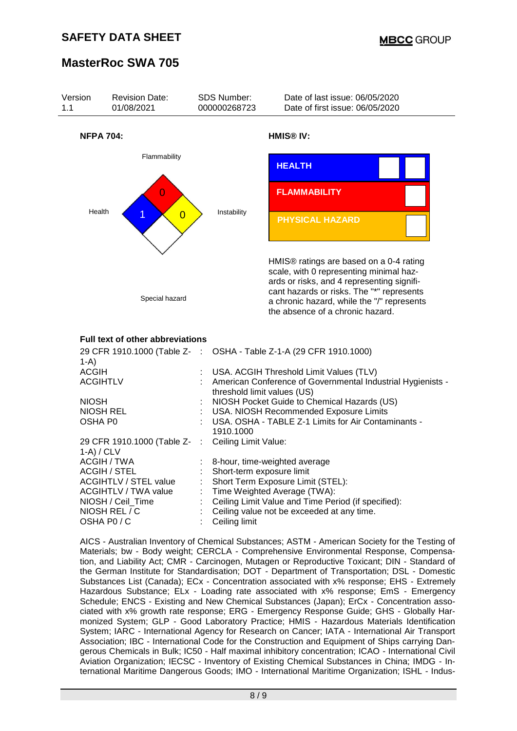**NFPA 704:**

Flammability: 0

Health: 1

Instability: 0

Special hazard

**HMIS® IV:**

| HEALTH | | |
|---|---|---|
| FLAMMABILITY | | |
| PHYSICAL HAZARD | | |

HMIS® ratings are based on a 0-4 rating scale, with 0 representing minimal hazards or risks, and 4 representing significant hazards or risks. The "*" represents a chronic hazard, while the "/" represents the absence of a chronic hazard.

**Full text of other abbreviations**

| | | |
|---|---|---|
| 29 CFR 1910.1000 (Table Z-1-A) | : | OSHA - Table Z-1-A (29 CFR 1910.1000) |
| ACGIH | : | USA. ACGIH Threshold Limit Values (TLV) |
| ACGIHTLV | : | American Conference of Governmental Industrial Hygienists - threshold limit values (US) |
| NIOSH | : | NIOSH Pocket Guide to Chemical Hazards (US) |
| NIOSH REL | : | USA. NIOSH Recommended Exposure Limits |
| OSHA P0 | : | USA. OSHA - TABLE Z-1 Limits for Air Contaminants - 1910.1000 |
| 29 CFR 1910.1000 (Table Z-1-A) / CLV | : | Ceiling Limit Value: |
| ACGIH / TWA | : | 8-hour, time-weighted average |
| ACGIH / STEL | : | Short-term exposure limit |
| ACGIHTLV / STEL value | : | Short Term Exposure Limit (STEL): |
| ACGIHTLV / TWA value | : | Time Weighted Average (TWA): |
| NIOSH / Ceil_Time | : | Ceiling Limit Value and Time Period (if specified): |
| NIOSH REL / C | : | Ceiling value not be exceeded at any time. |
| OSHA P0 / C | : | Ceiling limit |

AICS - Australian Inventory of Chemical Substances; ASTM - American Society for the Testing of Materials; bw - Body weight; CERCLA - Comprehensive Environmental Response, Compensation, and Liability Act; CMR - Carcinogen, Mutagen or Reproductive Toxicant; DIN - Standard of the German Institute for Standardisation; DOT - Department of Transportation; DSL - Domestic Substances List (Canada); ECx - Concentration associated with x% response; EHS - Extremely Hazardous Substance; ELx - Loading rate associated with x% response; EmS - Emergency Schedule; ENCS - Existing and New Chemical Substances (Japan); ErCx - Concentration associated with x% growth rate response; ERG - Emergency Response Guide; GHS - Globally Harmonized System; GLP - Good Laboratory Practice; HMIS - Hazardous Materials Identification System; IARC - International Agency for Research on Cancer; IATA - International Air Transport Association; IBC - International Code for the Construction and Equipment of Ships carrying Dangerous Chemicals in Bulk; IC50 - Half maximal inhibitory concentration; ICAO - International Civil Aviation Organization; IECSC - Inventory of Existing Chemical Substances in China; IMDG - International Maritime Dangerous Goods; IMO - International Maritime Organization; ISHL - Indus-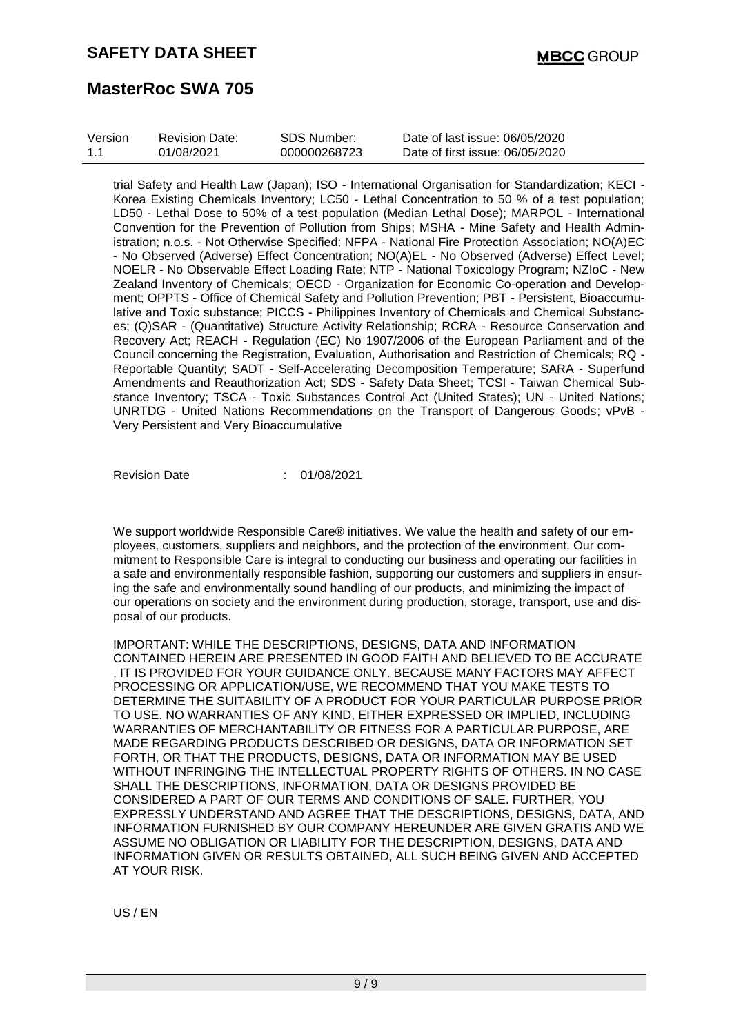trial Safety and Health Law (Japan); ISO - International Organisation for Standardization; KECI - Korea Existing Chemicals Inventory; LC50 - Lethal Concentration to 50 % of a test population; LD50 - Lethal Dose to 50% of a test population (Median Lethal Dose); MARPOL - International Convention for the Prevention of Pollution from Ships; MSHA - Mine Safety and Health Administration; n.o.s. - Not Otherwise Specified; NFPA - National Fire Protection Association; NO(A)EC - No Observed (Adverse) Effect Concentration; NO(A)EL - No Observed (Adverse) Effect Level; NOELR - No Observable Effect Loading Rate; NTP - National Toxicology Program; NZIoC - New Zealand Inventory of Chemicals; OECD - Organization for Economic Co-operation and Development; OPPTS - Office of Chemical Safety and Pollution Prevention; PBT - Persistent, Bioaccumulative and Toxic substance; PICCS - Philippines Inventory of Chemicals and Chemical Substances; (Q)SAR - (Quantitative) Structure Activity Relationship; RCRA - Resource Conservation and Recovery Act; REACH - Regulation (EC) No 1907/2006 of the European Parliament and of the Council concerning the Registration, Evaluation, Authorisation and Restriction of Chemicals; RQ - Reportable Quantity; SADT - Self-Accelerating Decomposition Temperature; SARA - Superfund Amendments and Reauthorization Act; SDS - Safety Data Sheet; TCSI - Taiwan Chemical Substance Inventory; TSCA - Toxic Substances Control Act (United States); UN - United Nations; UNRTDG - United Nations Recommendations on the Transport of Dangerous Goods; vPvB - Very Persistent and Very Bioaccumulative

Revision Date : 01/08/2021

We support worldwide Responsible Care® initiatives. We value the health and safety of our employees, customers, suppliers and neighbors, and the protection of the environment. Our commitment to Responsible Care is integral to conducting our business and operating our facilities in a safe and environmentally responsible fashion, supporting our customers and suppliers in ensuring the safe and environmentally sound handling of our products, and minimizing the impact of our operations on society and the environment during production, storage, transport, use and disposal of our products.

IMPORTANT: WHILE THE DESCRIPTIONS, DESIGNS, DATA AND INFORMATION CONTAINED HEREIN ARE PRESENTED IN GOOD FAITH AND BELIEVED TO BE ACCURATE , IT IS PROVIDED FOR YOUR GUIDANCE ONLY. BECAUSE MANY FACTORS MAY AFFECT PROCESSING OR APPLICATION/USE, WE RECOMMEND THAT YOU MAKE TESTS TO DETERMINE THE SUITABILITY OF A PRODUCT FOR YOUR PARTICULAR PURPOSE PRIOR TO USE. NO WARRANTIES OF ANY KIND, EITHER EXPRESSED OR IMPLIED, INCLUDING WARRANTIES OF MERCHANTABILITY OR FITNESS FOR A PARTICULAR PURPOSE, ARE MADE REGARDING PRODUCTS DESCRIBED OR DESIGNS, DATA OR INFORMATION SET FORTH, OR THAT THE PRODUCTS, DESIGNS, DATA OR INFORMATION MAY BE USED WITHOUT INFRINGING THE INTELLECTUAL PROPERTY RIGHTS OF OTHERS. IN NO CASE SHALL THE DESCRIPTIONS, INFORMATION, DATA OR DESIGNS PROVIDED BE CONSIDERED A PART OF OUR TERMS AND CONDITIONS OF SALE. FURTHER, YOU EXPRESSLY UNDERSTAND AND AGREE THAT THE DESCRIPTIONS, DESIGNS, DATA, AND INFORMATION FURNISHED BY OUR COMPANY HEREUNDER ARE GIVEN GRATIS AND WE ASSUME NO OBLIGATION OR LIABILITY FOR THE DESCRIPTION, DESIGNS, DATA AND INFORMATION GIVEN OR RESULTS OBTAINED, ALL SUCH BEING GIVEN AND ACCEPTED AT YOUR RISK.

US / EN